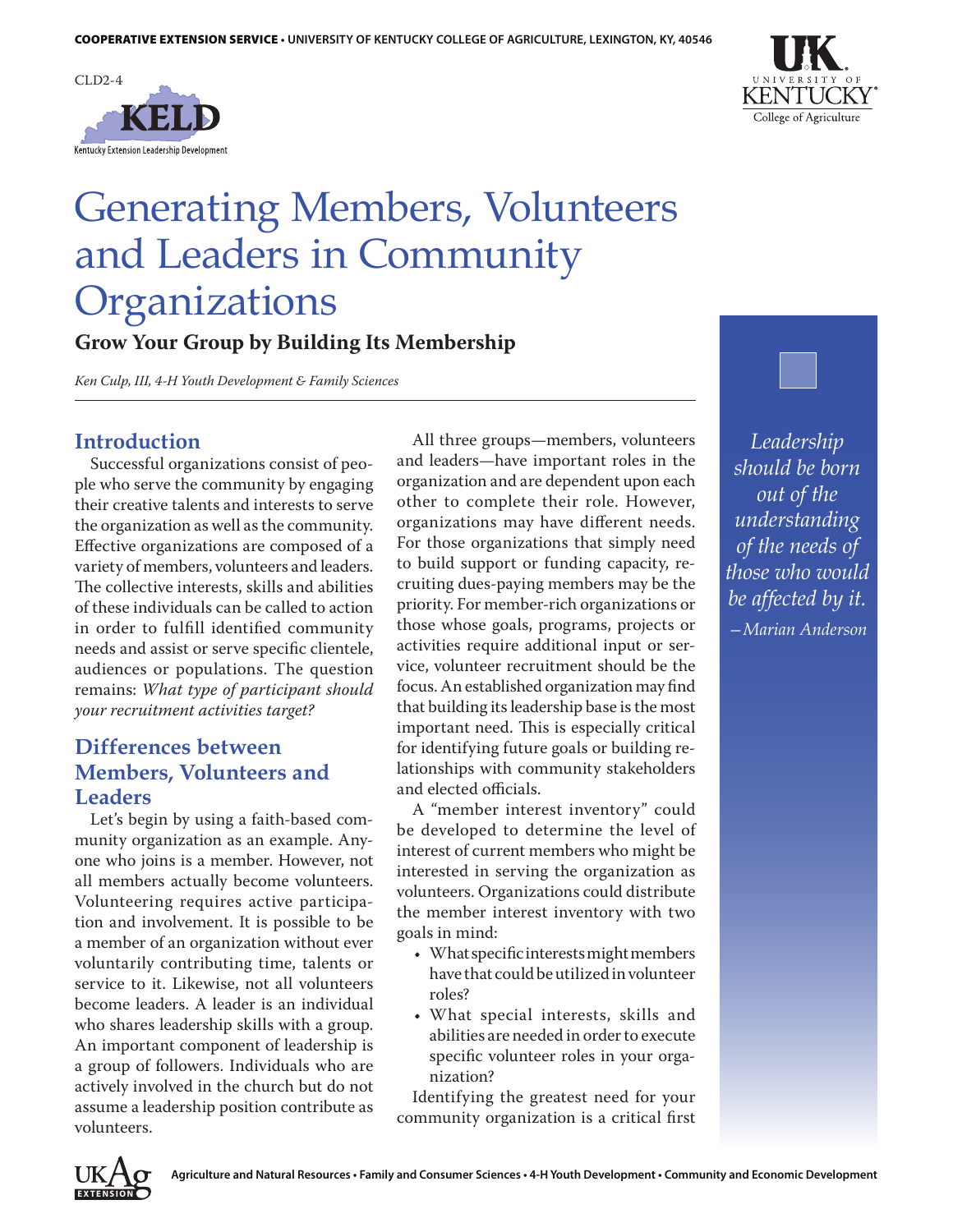COOPERATIVE EXTENSION SERVICE • UNIVERSITY OF KENTUCKY COLLEGE OF AGRICULTURE, LEXINGTON, KY, 40546

CLD2-4

KELD — Kentucky Extension Leadership Development

# Generating Members, Volunteers and Leaders in Community Organizations

## Grow Your Group by Building Its Membership

*Ken Culp, III, 4-H Youth Development & Family Sciences*

## Introduction

Successful organizations consist of people who serve the community by engaging their creative talents and interests to serve the organization as well as the community. Effective organizations are composed of a variety of members, volunteers and leaders. The collective interests, skills and abilities of these individuals can be called to action in order to fulfill identified community needs and assist or serve specific clientele, audiences or populations. The question remains: *What type of participant should your recruitment activities target?*

## Differences between Members, Volunteers and Leaders

Let's begin by using a faith-based community organization as an example. Anyone who joins is a member. However, not all members actually become volunteers. Volunteering requires active participation and involvement. It is possible to be a member of an organization without ever voluntarily contributing time, talents or service to it. Likewise, not all volunteers become leaders. A leader is an individual who shares leadership skills with a group. An important component of leadership is a group of followers. Individuals who are actively involved in the church but do not assume a leadership position contribute as volunteers.

All three groups—members, volunteers and leaders—have important roles in the organization and are dependent upon each other to complete their role. However, organizations may have different needs. For those organizations that simply need to build support or funding capacity, recruiting dues-paying members may be the priority. For member-rich organizations or those whose goals, programs, projects or activities require additional input or service, volunteer recruitment should be the focus. An established organization may find that building its leadership base is the most important need. This is especially critical for identifying future goals or building relationships with community stakeholders and elected officials.

A "member interest inventory" could be developed to determine the level of interest of current members who might be interested in serving the organization as volunteers. Organizations could distribute the member interest inventory with two goals in mind:

- What specific interests might members have that could be utilized in volunteer roles?
- What special interests, skills and abilities are needed in order to execute specific volunteer roles in your organization?

Identifying the greatest need for your community organization is a critical first

*Leadership should be born out of the understanding of the needs of those who would be affected by it.*
*—Marian Anderson*

Agriculture and Natural Resources • Family and Consumer Sciences • 4-H Youth Development • Community and Economic Development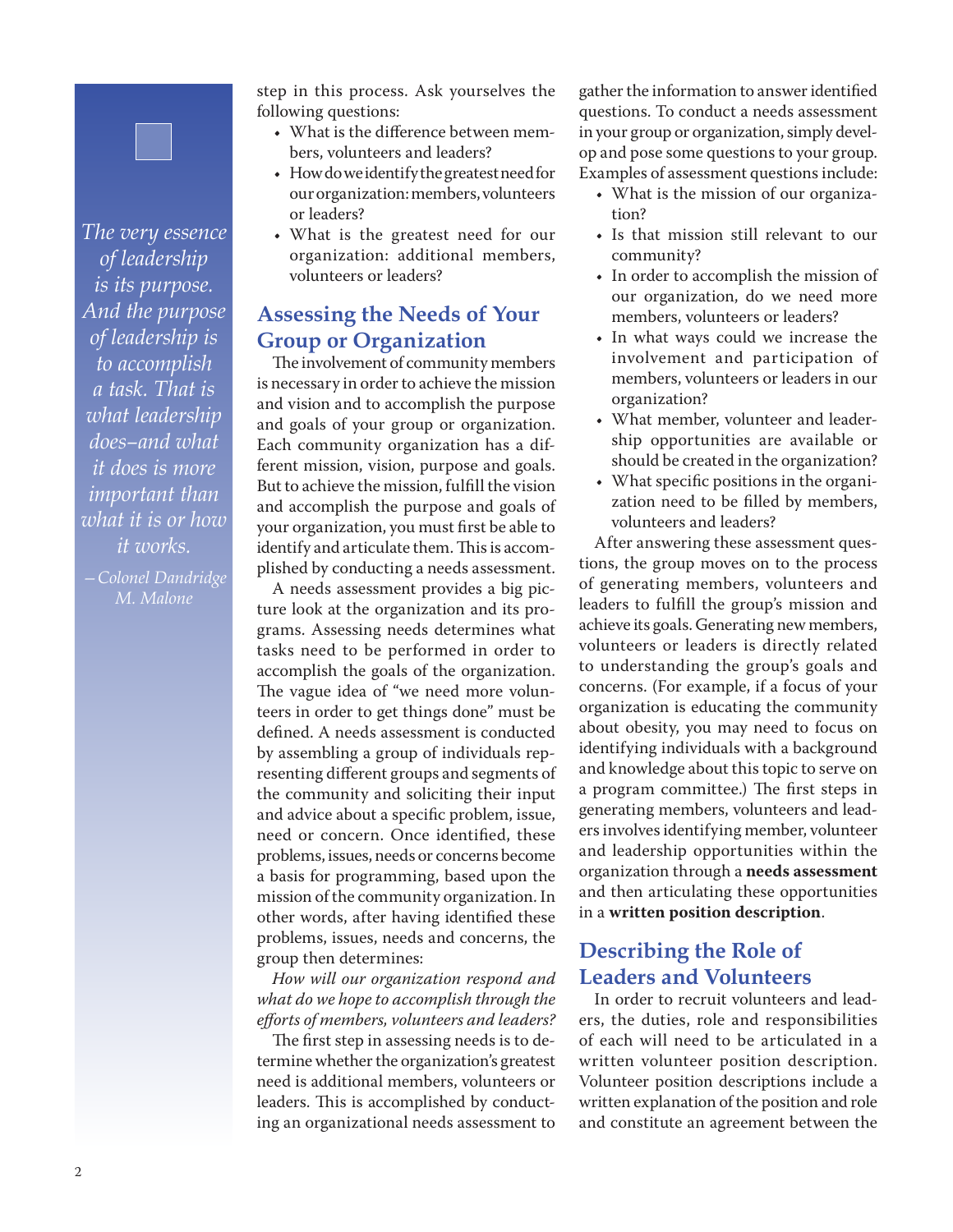*The very essence of leadership is its purpose. And the purpose of leadership is to accomplish a task. That is what leadership does–and what it does is more important than what it is or how it works.*

*–Colonel Dandridge M. Malone*

step in this process. Ask yourselves the following questions:

- What is the difference between members, volunteers and leaders?
- How do we identify the greatest need for our organization: members, volunteers or leaders?
- What is the greatest need for our organization: additional members, volunteers or leaders?

## Assessing the Needs of Your Group or Organization

The involvement of community members is necessary in order to achieve the mission and vision and to accomplish the purpose and goals of your group or organization. Each community organization has a different mission, vision, purpose and goals. But to achieve the mission, fulfill the vision and accomplish the purpose and goals of your organization, you must first be able to identify and articulate them. This is accomplished by conducting a needs assessment.

A needs assessment provides a big picture look at the organization and its programs. Assessing needs determines what tasks need to be performed in order to accomplish the goals of the organization. The vague idea of "we need more volunteers in order to get things done" must be defined. A needs assessment is conducted by assembling a group of individuals representing different groups and segments of the community and soliciting their input and advice about a specific problem, issue, need or concern. Once identified, these problems, issues, needs or concerns become a basis for programming, based upon the mission of the community organization. In other words, after having identified these problems, issues, needs and concerns, the group then determines:

*How will our organization respond and what do we hope to accomplish through the efforts of members, volunteers and leaders?*

The first step in assessing needs is to determine whether the organization's greatest need is additional members, volunteers or leaders. This is accomplished by conducting an organizational needs assessment to gather the information to answer identified questions. To conduct a needs assessment in your group or organization, simply develop and pose some questions to your group. Examples of assessment questions include:

- What is the mission of our organization?
- Is that mission still relevant to our community?
- In order to accomplish the mission of our organization, do we need more members, volunteers or leaders?
- In what ways could we increase the involvement and participation of members, volunteers or leaders in our organization?
- What member, volunteer and leadership opportunities are available or should be created in the organization?
- What specific positions in the organization need to be filled by members, volunteers and leaders?

After answering these assessment questions, the group moves on to the process of generating members, volunteers and leaders to fulfill the group's mission and achieve its goals. Generating new members, volunteers or leaders is directly related to understanding the group's goals and concerns. (For example, if a focus of your organization is educating the community about obesity, you may need to focus on identifying individuals with a background and knowledge about this topic to serve on a program committee.) The first steps in generating members, volunteers and leaders involves identifying member, volunteer and leadership opportunities within the organization through a **needs assessment** and then articulating these opportunities in a **written position description**.

## Describing the Role of Leaders and Volunteers

In order to recruit volunteers and leaders, the duties, role and responsibilities of each will need to be articulated in a written volunteer position description. Volunteer position descriptions include a written explanation of the position and role and constitute an agreement between the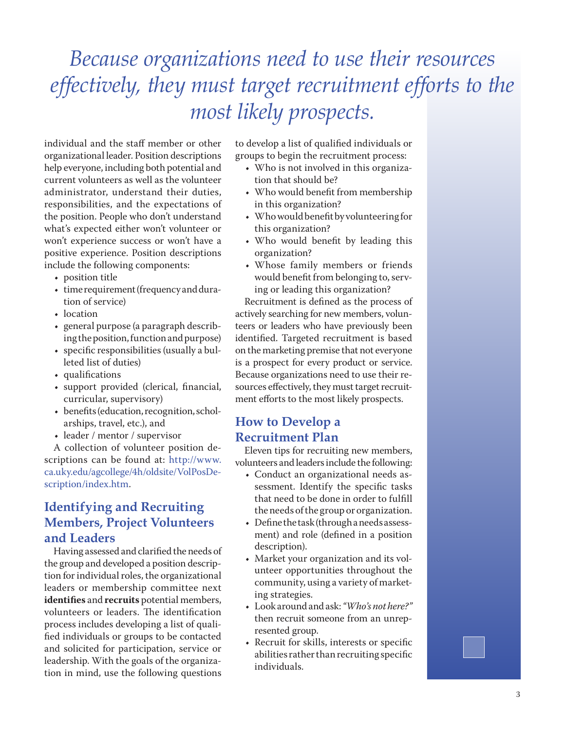*Because organizations need to use their resources effectively, they must target recruitment efforts to the most likely prospects.*

individual and the staff member or other organizational leader. Position descriptions help everyone, including both potential and current volunteers as well as the volunteer administrator, understand their duties, responsibilities, and the expectations of the position. People who don't understand what's expected either won't volunteer or won't experience success or won't have a positive experience. Position descriptions include the following components:

- position title
- time requirement (frequency and duration of service)
- location
- general purpose (a paragraph describing the position, function and purpose)
- specific responsibilities (usually a bulleted list of duties)
- qualifications
- support provided (clerical, financial, curricular, supervisory)
- benefits (education, recognition, scholarships, travel, etc.), and
- leader / mentor / supervisor

A collection of volunteer position descriptions can be found at: http://www.ca.uky.edu/agcollege/4h/oldsite/VolPosDescription/index.htm.

## Identifying and Recruiting Members, Project Volunteers and Leaders

Having assessed and clarified the needs of the group and developed a position description for individual roles, the organizational leaders or membership committee next **identifies** and **recruits** potential members, volunteers or leaders. The identification process includes developing a list of qualified individuals or groups to be contacted and solicited for participation, service or leadership. With the goals of the organization in mind, use the following questions to develop a list of qualified individuals or groups to begin the recruitment process:

- Who is not involved in this organization that should be?
- Who would benefit from membership in this organization?
- Who would benefit by volunteering for this organization?
- Who would benefit by leading this organization?
- Whose family members or friends would benefit from belonging to, serving or leading this organization?

Recruitment is defined as the process of actively searching for new members, volunteers or leaders who have previously been identified. Targeted recruitment is based on the marketing premise that not everyone is a prospect for every product or service. Because organizations need to use their resources effectively, they must target recruitment efforts to the most likely prospects.

## How to Develop a Recruitment Plan

Eleven tips for recruiting new members, volunteers and leaders include the following:

- Conduct an organizational needs assessment. Identify the specific tasks that need to be done in order to fulfill the needs of the group or organization.
- Define the task (through a needs assessment) and role (defined in a position description).
- Market your organization and its volunteer opportunities throughout the community, using a variety of marketing strategies.
- Look around and ask: *"Who's not here?"* then recruit someone from an unrepresented group.
- Recruit for skills, interests or specific abilities rather than recruiting specific individuals.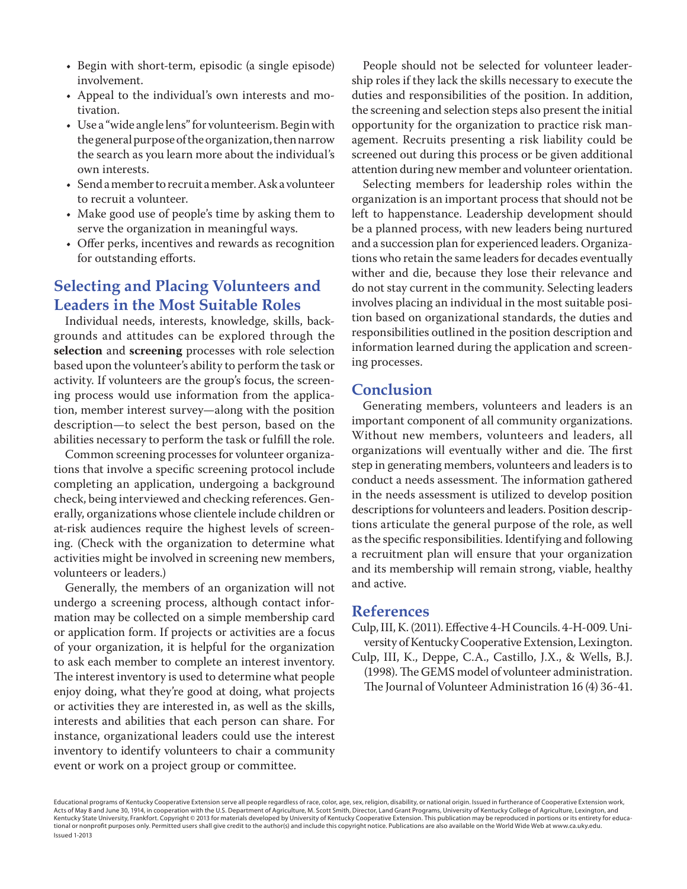- Begin with short-term, episodic (a single episode) involvement.
- Appeal to the individual's own interests and motivation.
- Use a "wide angle lens" for volunteerism. Begin with the general purpose of the organization, then narrow the search as you learn more about the individual's own interests.
- Send a member to recruit a member. Ask a volunteer to recruit a volunteer.
- Make good use of people's time by asking them to serve the organization in meaningful ways.
- Offer perks, incentives and rewards as recognition for outstanding efforts.

## Selecting and Placing Volunteers and Leaders in the Most Suitable Roles

Individual needs, interests, knowledge, skills, backgrounds and attitudes can be explored through the **selection** and **screening** processes with role selection based upon the volunteer's ability to perform the task or activity. If volunteers are the group's focus, the screening process would use information from the application, member interest survey—along with the position description—to select the best person, based on the abilities necessary to perform the task or fulfill the role.

Common screening processes for volunteer organizations that involve a specific screening protocol include completing an application, undergoing a background check, being interviewed and checking references. Generally, organizations whose clientele include children or at-risk audiences require the highest levels of screening. (Check with the organization to determine what activities might be involved in screening new members, volunteers or leaders.)

Generally, the members of an organization will not undergo a screening process, although contact information may be collected on a simple membership card or application form. If projects or activities are a focus of your organization, it is helpful for the organization to ask each member to complete an interest inventory. The interest inventory is used to determine what people enjoy doing, what they're good at doing, what projects or activities they are interested in, as well as the skills, interests and abilities that each person can share. For instance, organizational leaders could use the interest inventory to identify volunteers to chair a community event or work on a project group or committee.

People should not be selected for volunteer leadership roles if they lack the skills necessary to execute the duties and responsibilities of the position. In addition, the screening and selection steps also present the initial opportunity for the organization to practice risk management. Recruits presenting a risk liability could be screened out during this process or be given additional attention during new member and volunteer orientation.

Selecting members for leadership roles within the organization is an important process that should not be left to happenstance. Leadership development should be a planned process, with new leaders being nurtured and a succession plan for experienced leaders. Organizations who retain the same leaders for decades eventually wither and die, because they lose their relevance and do not stay current in the community. Selecting leaders involves placing an individual in the most suitable position based on organizational standards, the duties and responsibilities outlined in the position description and information learned during the application and screening processes.

## Conclusion

Generating members, volunteers and leaders is an important component of all community organizations. Without new members, volunteers and leaders, all organizations will eventually wither and die. The first step in generating members, volunteers and leaders is to conduct a needs assessment. The information gathered in the needs assessment is utilized to develop position descriptions for volunteers and leaders. Position descriptions articulate the general purpose of the role, as well as the specific responsibilities. Identifying and following a recruitment plan will ensure that your organization and its membership will remain strong, viable, healthy and active.

## References

Culp, III, K. (2011). Effective 4-H Councils. 4-H-009. University of Kentucky Cooperative Extension, Lexington.

Culp, III, K., Deppe, C.A., Castillo, J.X., & Wells, B.J. (1998). The GEMS model of volunteer administration. The Journal of Volunteer Administration 16 (4) 36-41.

Educational programs of Kentucky Cooperative Extension serve all people regardless of race, color, age, sex, religion, disability, or national origin. Issued in furtherance of Cooperative Extension work, Acts of May 8 and June 30, 1914, in cooperation with the U.S. Department of Agriculture, M. Scott Smith, Director, Land Grant Programs, University of Kentucky College of Agriculture, Lexington, and Kentucky State University, Frankfort. Copyright © 2013 for materials developed by University of Kentucky Cooperative Extension. This publication may be reproduced in portions or its entirety for educational or nonprofit purposes only. Permitted users shall give credit to the author(s) and include this copyright notice. Publications are also available on the World Wide Web at www.ca.uky.edu.
Issued 1-2013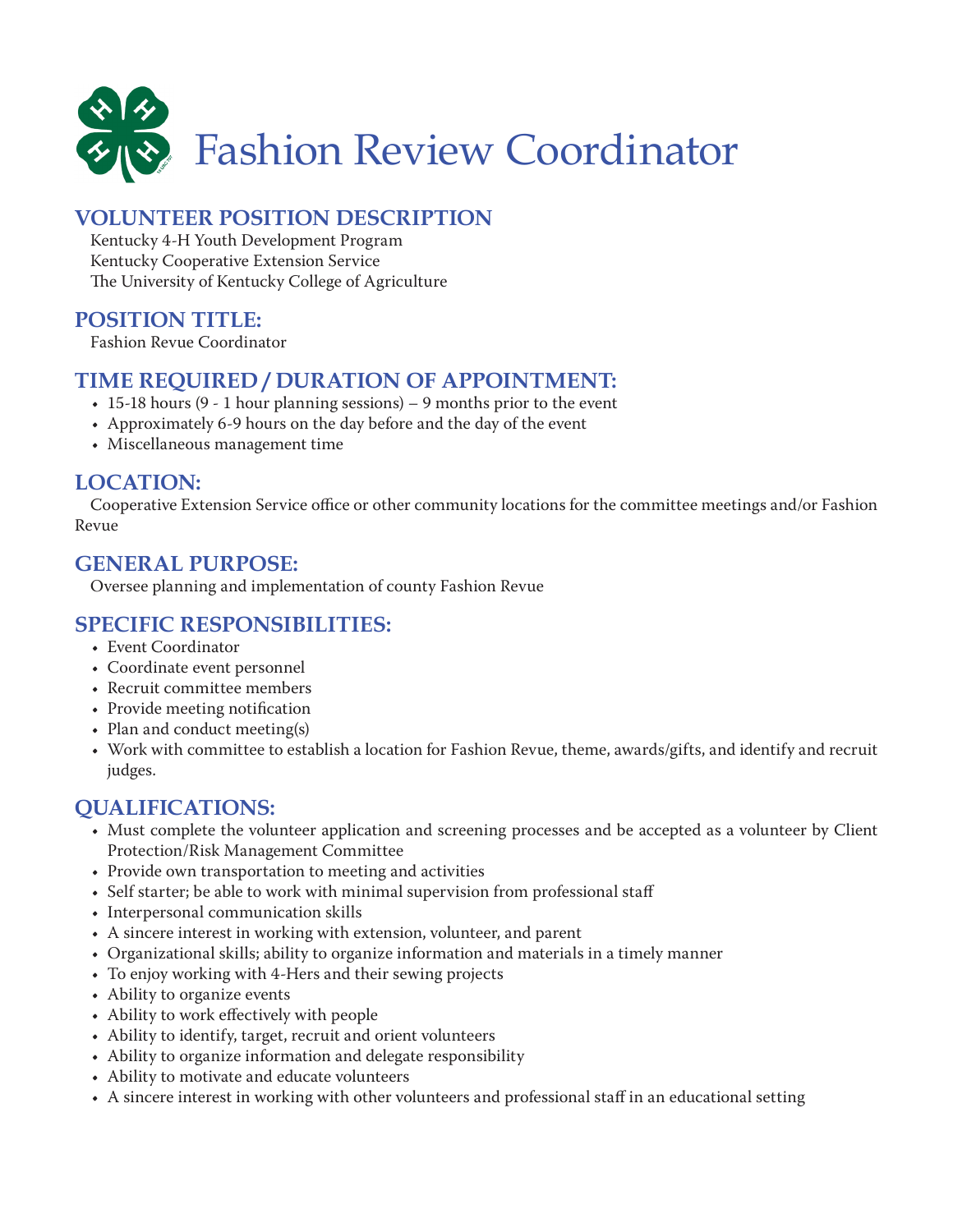# Fashion Review Coordinator

## VOLUNTEER POSITION DESCRIPTION

Kentucky 4-H Youth Development Program
Kentucky Cooperative Extension Service
The University of Kentucky College of Agriculture

## POSITION TITLE:

Fashion Revue Coordinator

## TIME REQUIRED / DURATION OF APPOINTMENT:

- 15-18 hours (9 - 1 hour planning sessions) – 9 months prior to the event
- Approximately 6-9 hours on the day before and the day of the event
- Miscellaneous management time

## LOCATION:

Cooperative Extension Service office or other community locations for the committee meetings and/or Fashion Revue

## GENERAL PURPOSE:

Oversee planning and implementation of county Fashion Revue

## SPECIFIC RESPONSIBILITIES:

- Event Coordinator
- Coordinate event personnel
- Recruit committee members
- Provide meeting notification
- Plan and conduct meeting(s)
- Work with committee to establish a location for Fashion Revue, theme, awards/gifts, and identify and recruit judges.

## QUALIFICATIONS:

- Must complete the volunteer application and screening processes and be accepted as a volunteer by Client Protection/Risk Management Committee
- Provide own transportation to meeting and activities
- Self starter; be able to work with minimal supervision from professional staff
- Interpersonal communication skills
- A sincere interest in working with extension, volunteer, and parent
- Organizational skills; ability to organize information and materials in a timely manner
- To enjoy working with 4-Hers and their sewing projects
- Ability to organize events
- Ability to work effectively with people
- Ability to identify, target, recruit and orient volunteers
- Ability to organize information and delegate responsibility
- Ability to motivate and educate volunteers
- A sincere interest in working with other volunteers and professional staff in an educational setting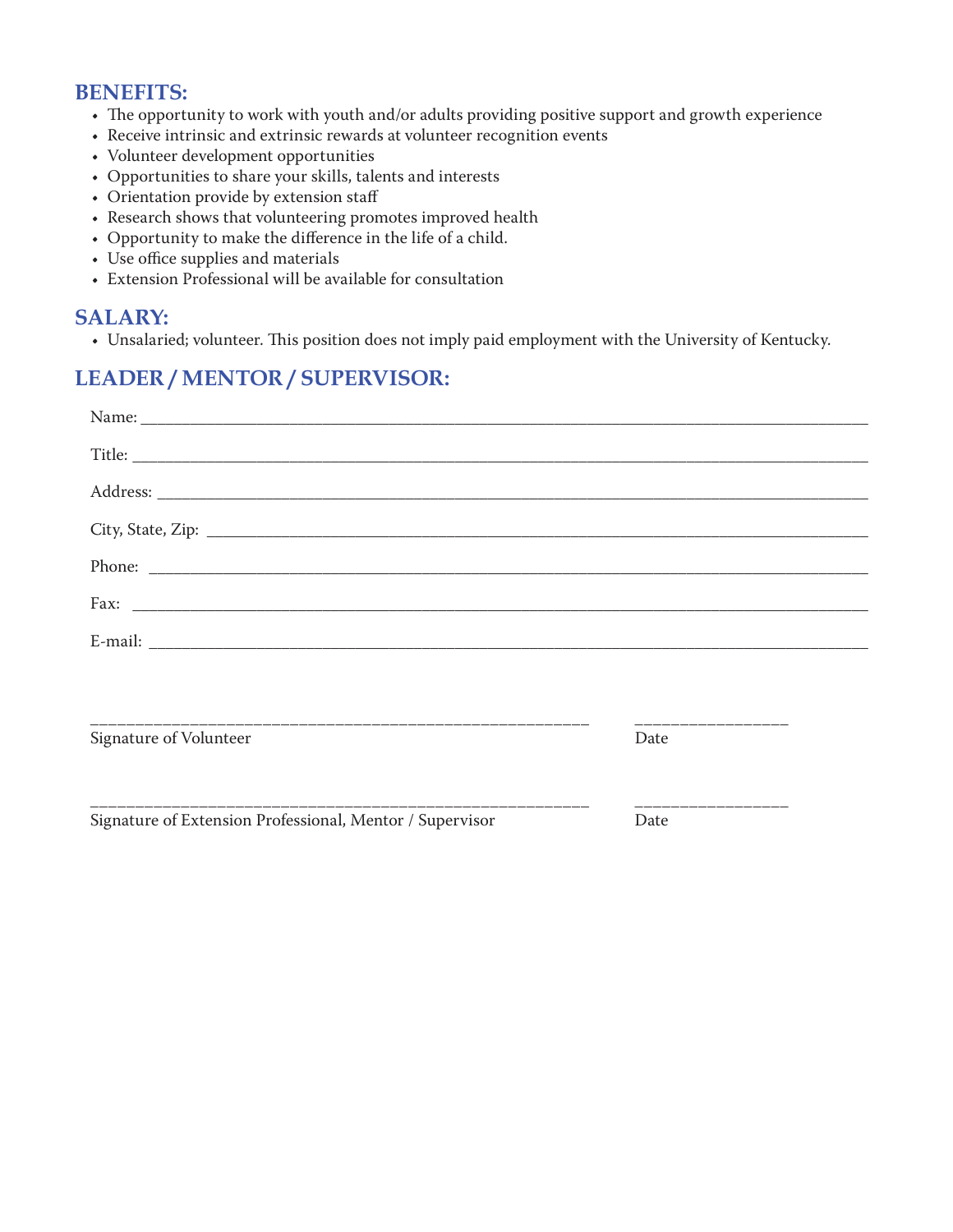## BENEFITS:

- The opportunity to work with youth and/or adults providing positive support and growth experience
- Receive intrinsic and extrinsic rewards at volunteer recognition events
- Volunteer development opportunities
- Opportunities to share your skills, talents and interests
- Orientation provide by extension staff
- Research shows that volunteering promotes improved health
- Opportunity to make the difference in the life of a child.
- Use office supplies and materials
- Extension Professional will be available for consultation

## SALARY:

- Unsalaried; volunteer. This position does not imply paid employment with the University of Kentucky.

## LEADER / MENTOR / SUPERVISOR:

Name: ______________________________________________________________

Title: ______________________________________________________________

Address: ____________________________________________________________

City, State, Zip: _____________________________________________________

Phone: _____________________________________________________________

Fax: _______________________________________________________________

E-mail: _____________________________________________________________

_______________________________________________ ______________
Signature of Volunteer Date

_______________________________________________ ______________
Signature of Extension Professional, Mentor / Supervisor Date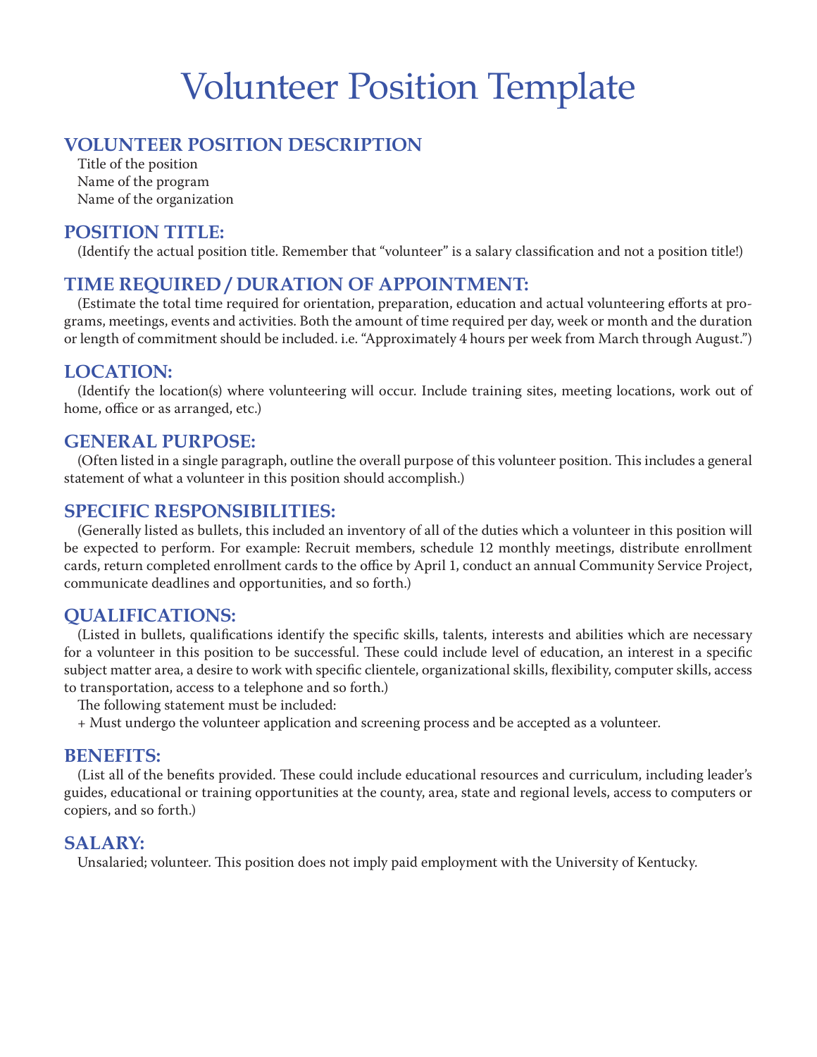# Volunteer Position Template

## VOLUNTEER POSITION DESCRIPTION

Title of the position
Name of the program
Name of the organization

## POSITION TITLE:

(Identify the actual position title. Remember that "volunteer" is a salary classification and not a position title!)

## TIME REQUIRED / DURATION OF APPOINTMENT:

(Estimate the total time required for orientation, preparation, education and actual volunteering efforts at programs, meetings, events and activities. Both the amount of time required per day, week or month and the duration or length of commitment should be included. i.e. "Approximately 4 hours per week from March through August.")

## LOCATION:

(Identify the location(s) where volunteering will occur. Include training sites, meeting locations, work out of home, office or as arranged, etc.)

## GENERAL PURPOSE:

(Often listed in a single paragraph, outline the overall purpose of this volunteer position. This includes a general statement of what a volunteer in this position should accomplish.)

## SPECIFIC RESPONSIBILITIES:

(Generally listed as bullets, this included an inventory of all of the duties which a volunteer in this position will be expected to perform. For example: Recruit members, schedule 12 monthly meetings, distribute enrollment cards, return completed enrollment cards to the office by April 1, conduct an annual Community Service Project, communicate deadlines and opportunities, and so forth.)

## QUALIFICATIONS:

(Listed in bullets, qualifications identify the specific skills, talents, interests and abilities which are necessary for a volunteer in this position to be successful. These could include level of education, an interest in a specific subject matter area, a desire to work with specific clientele, organizational skills, flexibility, computer skills, access to transportation, access to a telephone and so forth.)

The following statement must be included:

+ Must undergo the volunteer application and screening process and be accepted as a volunteer.

## BENEFITS:

(List all of the benefits provided. These could include educational resources and curriculum, including leader's guides, educational or training opportunities at the county, area, state and regional levels, access to computers or copiers, and so forth.)

## SALARY:

Unsalaried; volunteer. This position does not imply paid employment with the University of Kentucky.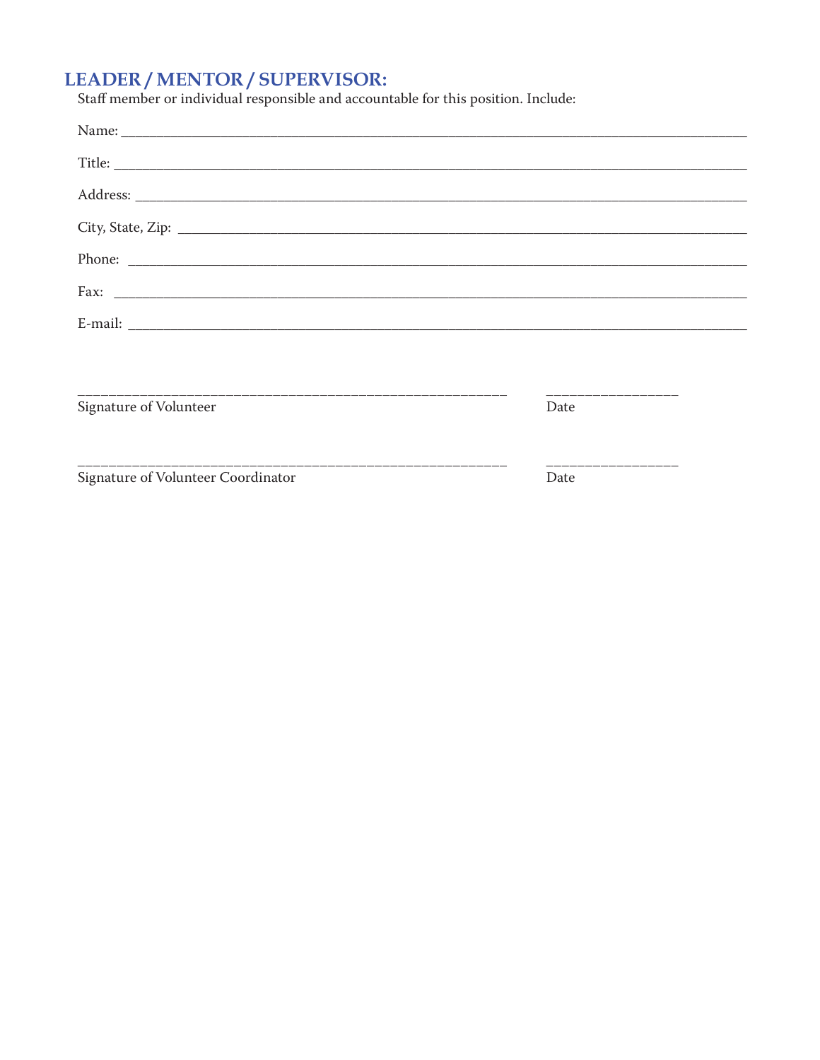## LEADER / MENTOR / SUPERVISOR:

Staff member or individual responsible and accountable for this position. Include:

Name: ____________________________________________________________________________

Title: _____________________________________________________________________________

Address: __________________________________________________________________________

City, State, Zip: ___________________________________________________________________

Phone: ___________________________________________________________________________

Fax: _____________________________________________________________________________

E-mail: ___________________________________________________________________________

_______________________________________________________ _______________

Signature of Volunteer Date

_______________________________________________________ _______________

Signature of Volunteer Coordinator Date